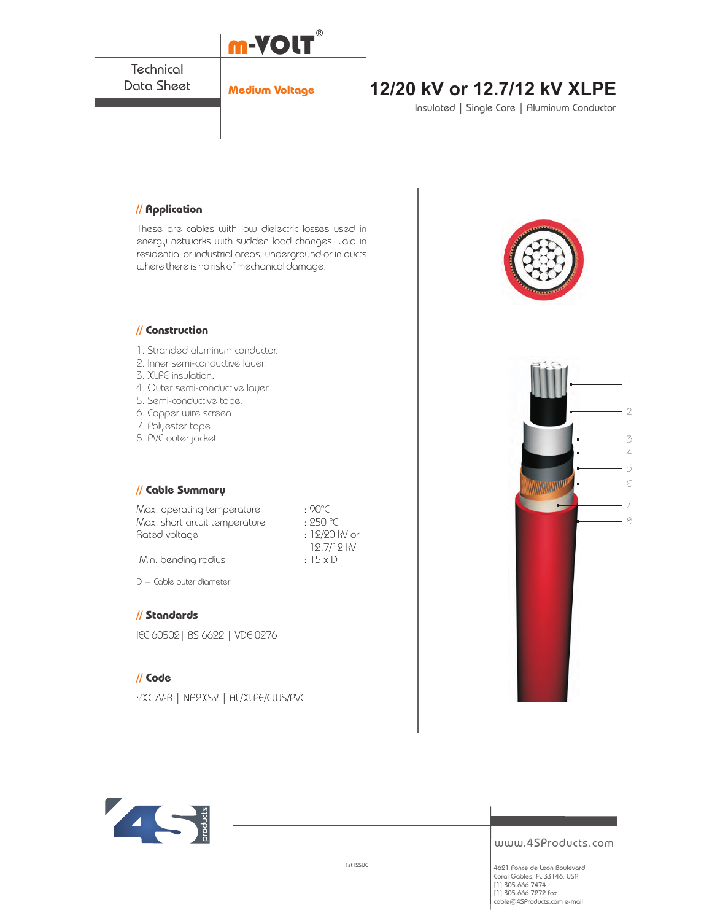m-VOLT®

Technical Data Sheet

**Medium Voltage**

# 12/20 kV or 12.7/12 kV XLPE

Insulated | Single Core | Aluminum Conductor

## // Application

These are cables with low dielectric losses used in energy networks with sudden load changes. Laid in residential or industrial areas, underground or in ducts where there is no risk of mechanical damage.

## // Construction

1. Stranded aluminum conductor.
2. Inner semi-conductive layer.
3. XLPE insulation.
4. Outer semi-conductive layer.
5. Semi-conductive tape.
6. Copper wire screen.
7. Polyester tape.
8. PVC outer jacket

## // Cable Summary

| | |
|---|---|
| Max. operating temperature | : 90°C |
| Max. short circuit temperature | : 250 °C |
| Rated voltage | : 12/20 kV or 12.7/12 kV |
| Min. bending radius | : 15 x D |

D = Cable outer diameter

## // Standards

IEC 60502| BS 6622 | VDE 0276

## // Code

YXC7V-R | NA2XSY | AL/XLPE/CWS/PVC

1st ISSUE

www.4SProducts.com

4621 Ponce de Leon Boulevard
Coral Gables, FL 33146, USA
[1] 305.666.7474
[1] 305.666.7272 fax
cable@4SProducts.com e-mail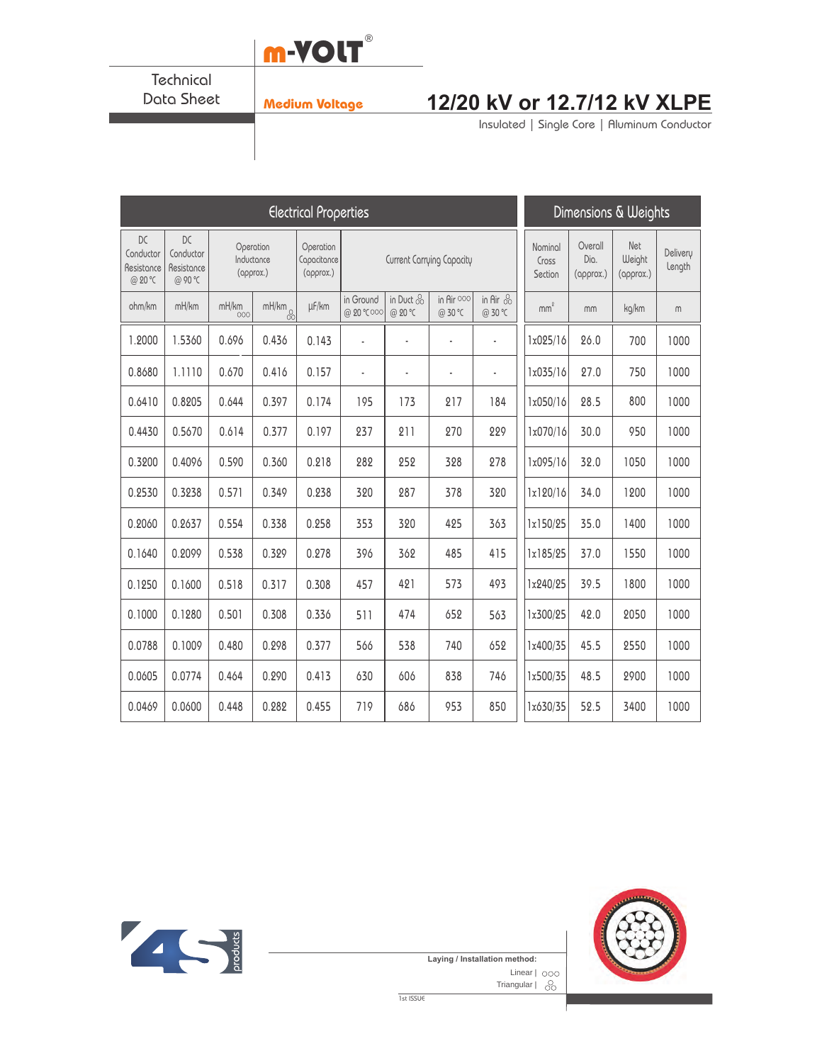Technical Data Sheet

m-VOLT®

**Medium Voltage**

# 12/20 kV or 12.7/12 kV XLPE

Insulated | Single Core | Aluminum Conductor

| Electrical Properties | | | | | | | | | Dimensions & Weights | | | |
|---|---|---|---|---|---|---|---|---|---|---|---|---|
| DC Conductor Resistance @ 20 °C | DC Conductor Resistance @ 90 °C | Operation Inductance (approx.) | | Operation Capacitance (approx.) | Current Carrying Capacity | | | | Nominal Cross Section | Overall Dia. (approx.) | Net Weight (approx.) | Delivery Length |
| ohm/km | mH/km | mH/km ooo | mH/km ∴ | µF/km | in Ground @ 20 °C ooo | in Duct ∴ @ 20 °C | in Air ooo @ 30 °C | in Air ∴ @ 30 °C | mm² | mm | kg/km | m |
| 1.2000 | 1.5360 | 0.696 | 0.436 | 0.143 | - | - | - | - | 1x025/16 | 26.0 | 700 | 1000 |
| 0.8680 | 1.1110 | 0.670 | 0.416 | 0.157 | - | - | - | - | 1x035/16 | 27.0 | 750 | 1000 |
| 0.6410 | 0.8205 | 0.644 | 0.397 | 0.174 | 195 | 173 | 217 | 184 | 1x050/16 | 28.5 | 800 | 1000 |
| 0.4430 | 0.5670 | 0.614 | 0.377 | 0.197 | 237 | 211 | 270 | 229 | 1x070/16 | 30.0 | 950 | 1000 |
| 0.3200 | 0.4096 | 0.590 | 0.360 | 0.218 | 282 | 252 | 328 | 278 | 1x095/16 | 32.0 | 1050 | 1000 |
| 0.2530 | 0.3238 | 0.571 | 0.349 | 0.238 | 320 | 287 | 378 | 320 | 1x120/16 | 34.0 | 1200 | 1000 |
| 0.2060 | 0.2637 | 0.554 | 0.338 | 0.258 | 353 | 320 | 425 | 363 | 1x150/25 | 35.0 | 1400 | 1000 |
| 0.1640 | 0.2099 | 0.538 | 0.329 | 0.278 | 396 | 362 | 485 | 415 | 1x185/25 | 37.0 | 1550 | 1000 |
| 0.1250 | 0.1600 | 0.518 | 0.317 | 0.308 | 457 | 421 | 573 | 493 | 1x240/25 | 39.5 | 1800 | 1000 |
| 0.1000 | 0.1280 | 0.501 | 0.308 | 0.336 | 511 | 474 | 652 | 563 | 1x300/25 | 42.0 | 2050 | 1000 |
| 0.0788 | 0.1009 | 0.480 | 0.298 | 0.377 | 566 | 538 | 740 | 652 | 1x400/35 | 45.5 | 2550 | 1000 |
| 0.0605 | 0.0774 | 0.464 | 0.290 | 0.413 | 630 | 606 | 838 | 746 | 1x500/35 | 48.5 | 2900 | 1000 |
| 0.0469 | 0.0600 | 0.448 | 0.282 | 0.455 | 719 | 686 | 953 | 850 | 1x630/35 | 52.5 | 3400 | 1000 |

4S products

**Laying / Installation method:**

Linear | ooo

Triangular | ∴

1st ISSUE